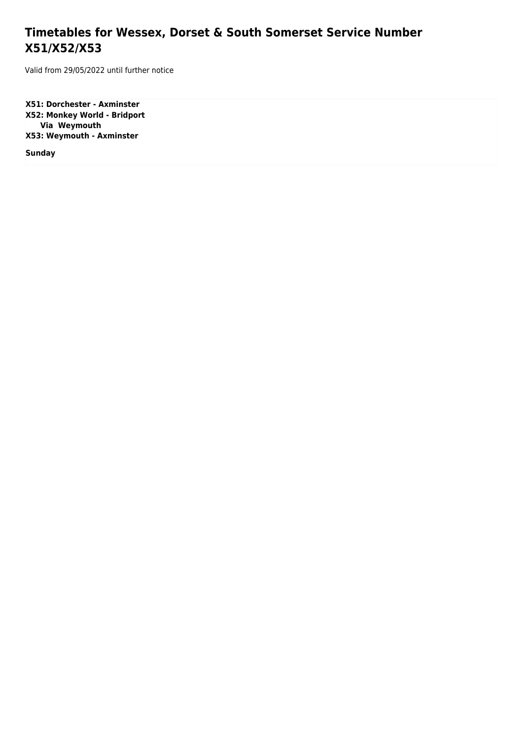# Timetables for Wessex, Dorset & South Somerset Service Number X51/X52/X53

Valid from 29/05/2022 until further notice

**X51: Dorchester - Axminster**
**X52: Monkey World - Bridport**
**Via Weymouth**
**X53: Weymouth - Axminster**

**Sunday**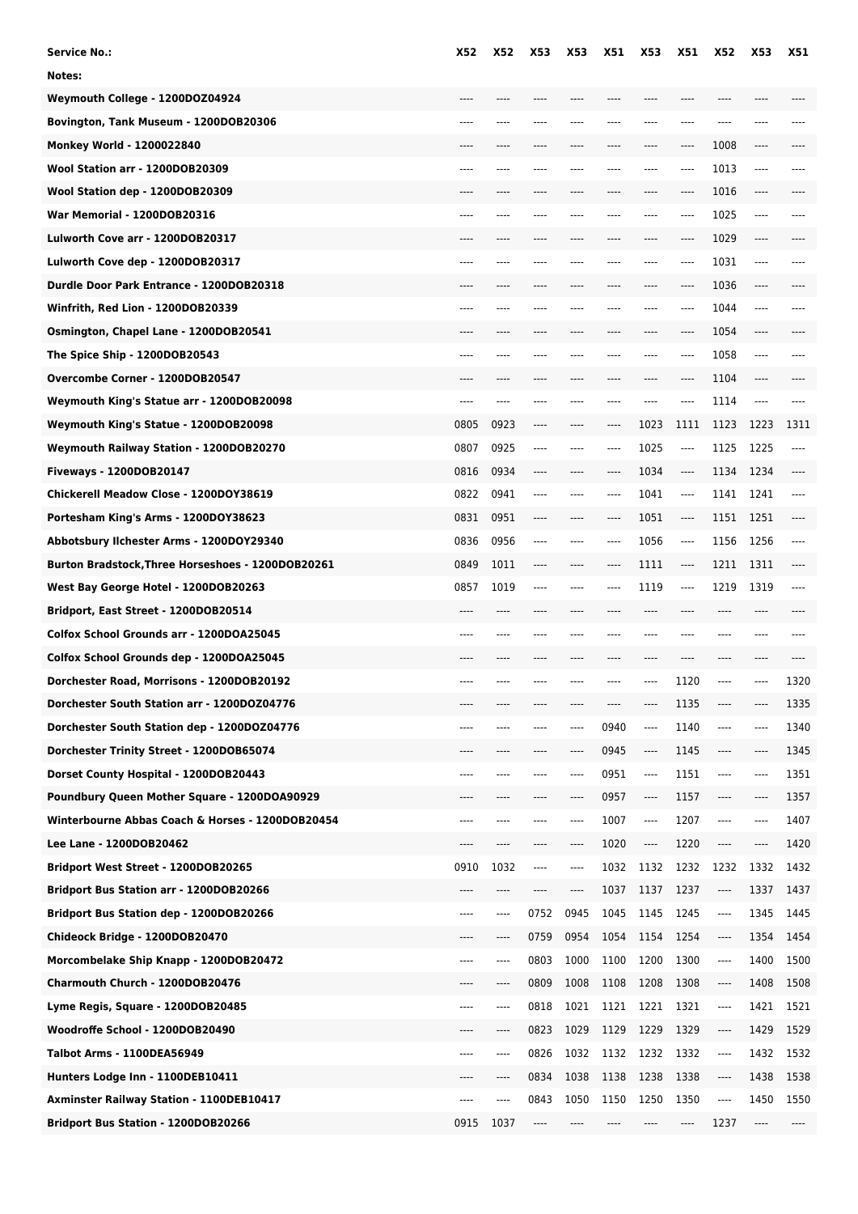| Service No.: | X52 | X52 | X53 | X53 | X51 | X53 | X51 | X52 | X53 | X51 |
|---|---|---|---|---|---|---|---|---|---|---|
| Notes: | | | | | | | | | | |
| Weymouth College - 1200DOZ04924 | ---- | ---- | ---- | ---- | ---- | ---- | ---- | ---- | ---- | ---- |
| Bovington, Tank Museum - 1200DOB20306 | ---- | ---- | ---- | ---- | ---- | ---- | ---- | ---- | ---- | ---- |
| Monkey World - 1200022840 | ---- | ---- | ---- | ---- | ---- | ---- | ---- | 1008 | ---- | ---- |
| Wool Station arr - 1200DOB20309 | ---- | ---- | ---- | ---- | ---- | ---- | ---- | 1013 | ---- | ---- |
| Wool Station dep - 1200DOB20309 | ---- | ---- | ---- | ---- | ---- | ---- | ---- | 1016 | ---- | ---- |
| War Memorial - 1200DOB20316 | ---- | ---- | ---- | ---- | ---- | ---- | ---- | 1025 | ---- | ---- |
| Lulworth Cove arr - 1200DOB20317 | ---- | ---- | ---- | ---- | ---- | ---- | ---- | 1029 | ---- | ---- |
| Lulworth Cove dep - 1200DOB20317 | ---- | ---- | ---- | ---- | ---- | ---- | ---- | 1031 | ---- | ---- |
| Durdle Door Park Entrance - 1200DOB20318 | ---- | ---- | ---- | ---- | ---- | ---- | ---- | 1036 | ---- | ---- |
| Winfrith, Red Lion - 1200DOB20339 | ---- | ---- | ---- | ---- | ---- | ---- | ---- | 1044 | ---- | ---- |
| Osmington, Chapel Lane - 1200DOB20541 | ---- | ---- | ---- | ---- | ---- | ---- | ---- | 1054 | ---- | ---- |
| The Spice Ship - 1200DOB20543 | ---- | ---- | ---- | ---- | ---- | ---- | ---- | 1058 | ---- | ---- |
| Overcombe Corner - 1200DOB20547 | ---- | ---- | ---- | ---- | ---- | ---- | ---- | 1104 | ---- | ---- |
| Weymouth King's Statue arr - 1200DOB20098 | ---- | ---- | ---- | ---- | ---- | ---- | ---- | 1114 | ---- | ---- |
| Weymouth King's Statue - 1200DOB20098 | 0805 | 0923 | ---- | ---- | ---- | 1023 | 1111 | 1123 | 1223 | 1311 |
| Weymouth Railway Station - 1200DOB20270 | 0807 | 0925 | ---- | ---- | ---- | 1025 | ---- | 1125 | 1225 | ---- |
| Fiveways - 1200DOB20147 | 0816 | 0934 | ---- | ---- | ---- | 1034 | ---- | 1134 | 1234 | ---- |
| Chickerell Meadow Close - 1200DOY38619 | 0822 | 0941 | ---- | ---- | ---- | 1041 | ---- | 1141 | 1241 | ---- |
| Portesham King's Arms - 1200DOY38623 | 0831 | 0951 | ---- | ---- | ---- | 1051 | ---- | 1151 | 1251 | ---- |
| Abbotsbury Ilchester Arms - 1200DOY29340 | 0836 | 0956 | ---- | ---- | ---- | 1056 | ---- | 1156 | 1256 | ---- |
| Burton Bradstock,Three Horseshoes - 1200DOB20261 | 0849 | 1011 | ---- | ---- | ---- | 1111 | ---- | 1211 | 1311 | ---- |
| West Bay George Hotel - 1200DOB20263 | 0857 | 1019 | ---- | ---- | ---- | 1119 | ---- | 1219 | 1319 | ---- |
| Bridport, East Street - 1200DOB20514 | ---- | ---- | ---- | ---- | ---- | ---- | ---- | ---- | ---- | ---- |
| Colfox School Grounds arr - 1200DOA25045 | ---- | ---- | ---- | ---- | ---- | ---- | ---- | ---- | ---- | ---- |
| Colfox School Grounds dep - 1200DOA25045 | ---- | ---- | ---- | ---- | ---- | ---- | ---- | ---- | ---- | ---- |
| Dorchester Road, Morrisons - 1200DOB20192 | ---- | ---- | ---- | ---- | ---- | ---- | 1120 | ---- | ---- | 1320 |
| Dorchester South Station arr - 1200DOZ04776 | ---- | ---- | ---- | ---- | ---- | ---- | 1135 | ---- | ---- | 1335 |
| Dorchester South Station dep - 1200DOZ04776 | ---- | ---- | ---- | ---- | 0940 | ---- | 1140 | ---- | ---- | 1340 |
| Dorchester Trinity Street - 1200DOB65074 | ---- | ---- | ---- | ---- | 0945 | ---- | 1145 | ---- | ---- | 1345 |
| Dorset County Hospital - 1200DOB20443 | ---- | ---- | ---- | ---- | 0951 | ---- | 1151 | ---- | ---- | 1351 |
| Poundbury Queen Mother Square - 1200DOA90929 | ---- | ---- | ---- | ---- | 0957 | ---- | 1157 | ---- | ---- | 1357 |
| Winterbourne Abbas Coach & Horses - 1200DOB20454 | ---- | ---- | ---- | ---- | 1007 | ---- | 1207 | ---- | ---- | 1407 |
| Lee Lane - 1200DOB20462 | ---- | ---- | ---- | ---- | 1020 | ---- | 1220 | ---- | ---- | 1420 |
| Bridport West Street - 1200DOB20265 | 0910 | 1032 | ---- | ---- | 1032 | 1132 | 1232 | 1232 | 1332 | 1432 |
| Bridport Bus Station arr - 1200DOB20266 | ---- | ---- | ---- | ---- | 1037 | 1137 | 1237 | ---- | 1337 | 1437 |
| Bridport Bus Station dep - 1200DOB20266 | ---- | ---- | 0752 | 0945 | 1045 | 1145 | 1245 | ---- | 1345 | 1445 |
| Chideock Bridge - 1200DOB20470 | ---- | ---- | 0759 | 0954 | 1054 | 1154 | 1254 | ---- | 1354 | 1454 |
| Morcombelake Ship Knapp - 1200DOB20472 | ---- | ---- | 0803 | 1000 | 1100 | 1200 | 1300 | ---- | 1400 | 1500 |
| Charmouth Church - 1200DOB20476 | ---- | ---- | 0809 | 1008 | 1108 | 1208 | 1308 | ---- | 1408 | 1508 |
| Lyme Regis, Square - 1200DOB20485 | ---- | ---- | 0818 | 1021 | 1121 | 1221 | 1321 | ---- | 1421 | 1521 |
| Woodroffe School - 1200DOB20490 | ---- | ---- | 0823 | 1029 | 1129 | 1229 | 1329 | ---- | 1429 | 1529 |
| Talbot Arms - 1100DEA56949 | ---- | ---- | 0826 | 1032 | 1132 | 1232 | 1332 | ---- | 1432 | 1532 |
| Hunters Lodge Inn - 1100DEB10411 | ---- | ---- | 0834 | 1038 | 1138 | 1238 | 1338 | ---- | 1438 | 1538 |
| Axminster Railway Station - 1100DEB10417 | ---- | ---- | 0843 | 1050 | 1150 | 1250 | 1350 | ---- | 1450 | 1550 |
| Bridport Bus Station - 1200DOB20266 | 0915 | 1037 | ---- | ---- | ---- | ---- | ---- | 1237 | ---- | ---- |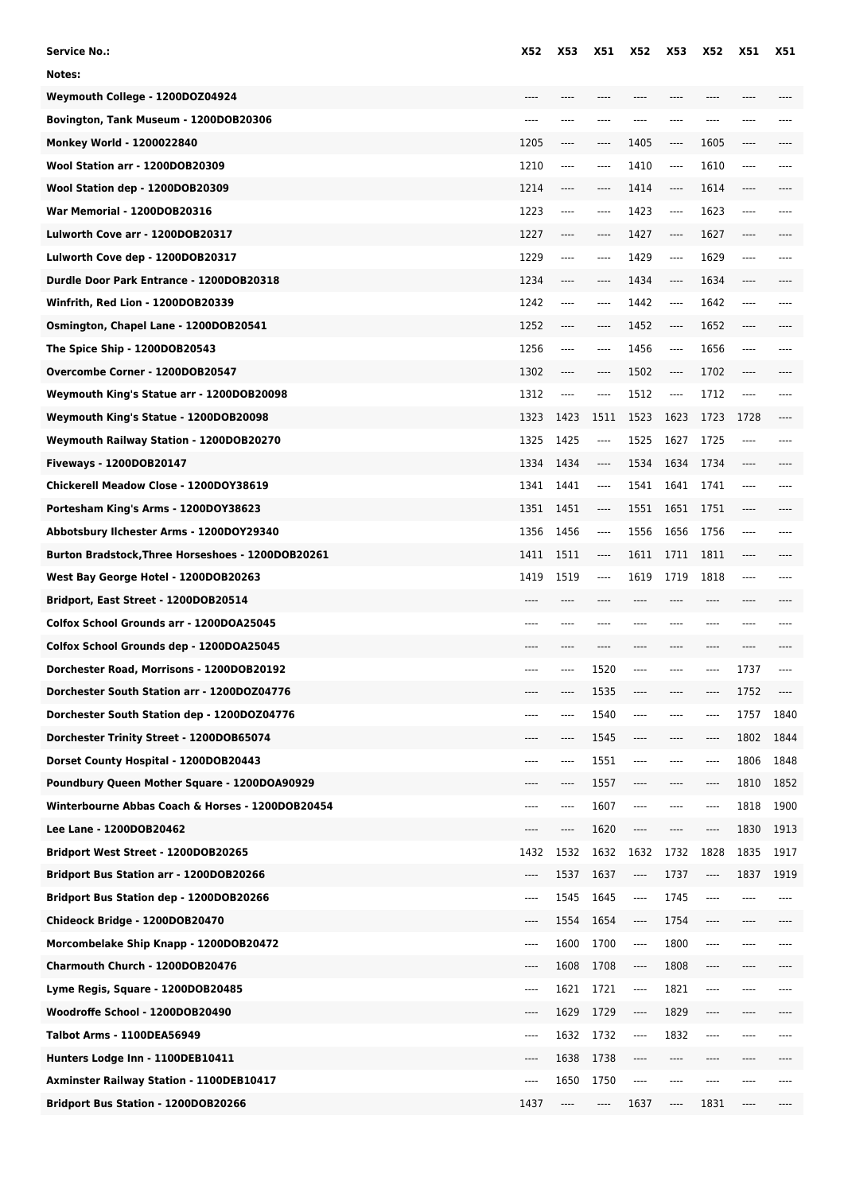| Service No.: | X52 | X53 | X51 | X52 | X53 | X52 | X51 | X51 |
|---|---|---|---|---|---|---|---|---|
| Notes: | | | | | | | | |
| Weymouth College - 1200DOZ04924 | ---- | ---- | ---- | ---- | ---- | ---- | ---- | ---- |
| Bovington, Tank Museum - 1200DOB20306 | ---- | ---- | ---- | ---- | ---- | ---- | ---- | ---- |
| Monkey World - 1200022840 | 1205 | ---- | ---- | 1405 | ---- | 1605 | ---- | ---- |
| Wool Station arr - 1200DOB20309 | 1210 | ---- | ---- | 1410 | ---- | 1610 | ---- | ---- |
| Wool Station dep - 1200DOB20309 | 1214 | ---- | ---- | 1414 | ---- | 1614 | ---- | ---- |
| War Memorial - 1200DOB20316 | 1223 | ---- | ---- | 1423 | ---- | 1623 | ---- | ---- |
| Lulworth Cove arr - 1200DOB20317 | 1227 | ---- | ---- | 1427 | ---- | 1627 | ---- | ---- |
| Lulworth Cove dep - 1200DOB20317 | 1229 | ---- | ---- | 1429 | ---- | 1629 | ---- | ---- |
| Durdle Door Park Entrance - 1200DOB20318 | 1234 | ---- | ---- | 1434 | ---- | 1634 | ---- | ---- |
| Winfrith, Red Lion - 1200DOB20339 | 1242 | ---- | ---- | 1442 | ---- | 1642 | ---- | ---- |
| Osmington, Chapel Lane - 1200DOB20541 | 1252 | ---- | ---- | 1452 | ---- | 1652 | ---- | ---- |
| The Spice Ship - 1200DOB20543 | 1256 | ---- | ---- | 1456 | ---- | 1656 | ---- | ---- |
| Overcombe Corner - 1200DOB20547 | 1302 | ---- | ---- | 1502 | ---- | 1702 | ---- | ---- |
| Weymouth King's Statue arr - 1200DOB20098 | 1312 | ---- | ---- | 1512 | ---- | 1712 | ---- | ---- |
| Weymouth King's Statue - 1200DOB20098 | 1323 | 1423 | 1511 | 1523 | 1623 | 1723 | 1728 | ---- |
| Weymouth Railway Station - 1200DOB20270 | 1325 | 1425 | ---- | 1525 | 1627 | 1725 | ---- | ---- |
| Fiveways - 1200DOB20147 | 1334 | 1434 | ---- | 1534 | 1634 | 1734 | ---- | ---- |
| Chickerell Meadow Close - 1200DOY38619 | 1341 | 1441 | ---- | 1541 | 1641 | 1741 | ---- | ---- |
| Portesham King's Arms - 1200DOY38623 | 1351 | 1451 | ---- | 1551 | 1651 | 1751 | ---- | ---- |
| Abbotsbury Ilchester Arms - 1200DOY29340 | 1356 | 1456 | ---- | 1556 | 1656 | 1756 | ---- | ---- |
| Burton Bradstock,Three Horseshoes - 1200DOB20261 | 1411 | 1511 | ---- | 1611 | 1711 | 1811 | ---- | ---- |
| West Bay George Hotel - 1200DOB20263 | 1419 | 1519 | ---- | 1619 | 1719 | 1818 | ---- | ---- |
| Bridport, East Street - 1200DOB20514 | ---- | ---- | ---- | ---- | ---- | ---- | ---- | ---- |
| Colfox School Grounds arr - 1200DOA25045 | ---- | ---- | ---- | ---- | ---- | ---- | ---- | ---- |
| Colfox School Grounds dep - 1200DOA25045 | ---- | ---- | ---- | ---- | ---- | ---- | ---- | ---- |
| Dorchester Road, Morrisons - 1200DOB20192 | ---- | ---- | 1520 | ---- | ---- | ---- | 1737 | ---- |
| Dorchester South Station arr - 1200DOZ04776 | ---- | ---- | 1535 | ---- | ---- | ---- | 1752 | ---- |
| Dorchester South Station dep - 1200DOZ04776 | ---- | ---- | 1540 | ---- | ---- | ---- | 1757 | 1840 |
| Dorchester Trinity Street - 1200DOB65074 | ---- | ---- | 1545 | ---- | ---- | ---- | 1802 | 1844 |
| Dorset County Hospital - 1200DOB20443 | ---- | ---- | 1551 | ---- | ---- | ---- | 1806 | 1848 |
| Poundbury Queen Mother Square - 1200DOA90929 | ---- | ---- | 1557 | ---- | ---- | ---- | 1810 | 1852 |
| Winterbourne Abbas Coach & Horses - 1200DOB20454 | ---- | ---- | 1607 | ---- | ---- | ---- | 1818 | 1900 |
| Lee Lane - 1200DOB20462 | ---- | ---- | 1620 | ---- | ---- | ---- | 1830 | 1913 |
| Bridport West Street - 1200DOB20265 | 1432 | 1532 | 1632 | 1632 | 1732 | 1828 | 1835 | 1917 |
| Bridport Bus Station arr - 1200DOB20266 | ---- | 1537 | 1637 | ---- | 1737 | ---- | 1837 | 1919 |
| Bridport Bus Station dep - 1200DOB20266 | ---- | 1545 | 1645 | ---- | 1745 | ---- | ---- | ---- |
| Chideock Bridge - 1200DOB20470 | ---- | 1554 | 1654 | ---- | 1754 | ---- | ---- | ---- |
| Morcombelake Ship Knapp - 1200DOB20472 | ---- | 1600 | 1700 | ---- | 1800 | ---- | ---- | ---- |
| Charmouth Church - 1200DOB20476 | ---- | 1608 | 1708 | ---- | 1808 | ---- | ---- | ---- |
| Lyme Regis, Square - 1200DOB20485 | ---- | 1621 | 1721 | ---- | 1821 | ---- | ---- | ---- |
| Woodroffe School - 1200DOB20490 | ---- | 1629 | 1729 | ---- | 1829 | ---- | ---- | ---- |
| Talbot Arms - 1100DEA56949 | ---- | 1632 | 1732 | ---- | 1832 | ---- | ---- | ---- |
| Hunters Lodge Inn - 1100DEB10411 | ---- | 1638 | 1738 | ---- | ---- | ---- | ---- | ---- |
| Axminster Railway Station - 1100DEB10417 | ---- | 1650 | 1750 | ---- | ---- | ---- | ---- | ---- |
| Bridport Bus Station - 1200DOB20266 | 1437 | ---- | ---- | 1637 | ---- | 1831 | ---- | ---- |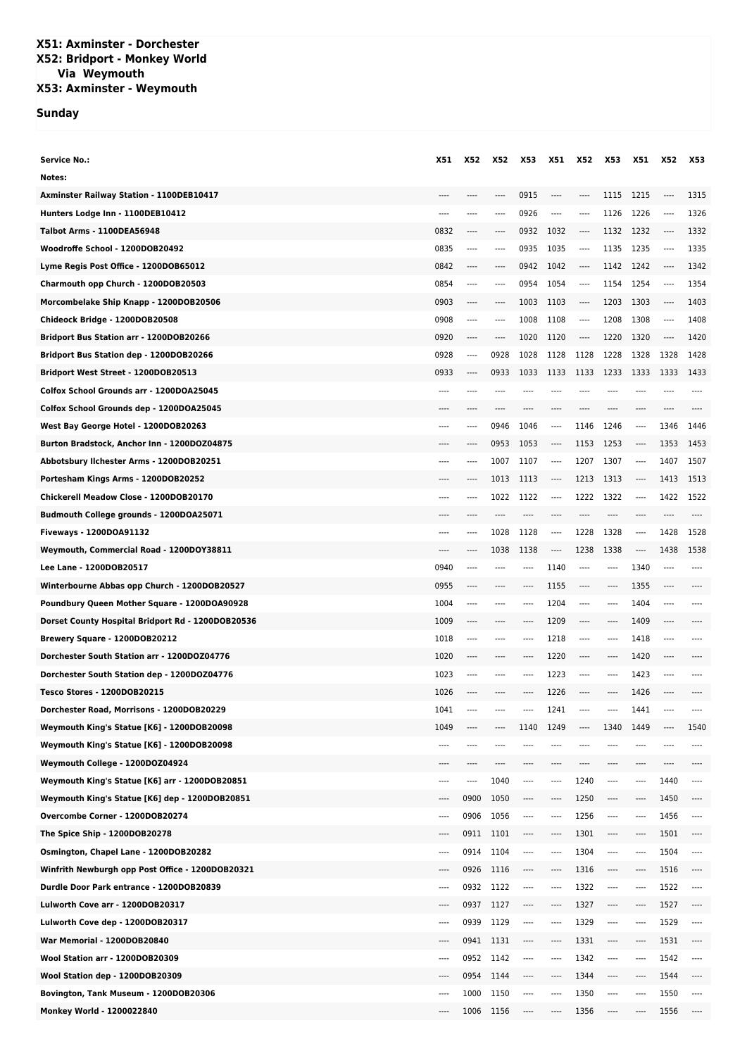**X51: Axminster - Dorchester**
**X52: Bridport - Monkey World**
**Via Weymouth**
**X53: Axminster - Weymouth**

**Sunday**

| Service No.: | X51 | X52 | X52 | X53 | X51 | X52 | X53 | X51 | X52 | X53 |
|---|---|---|---|---|---|---|---|---|---|---|
| Notes: | | | | | | | | | | |
| Axminster Railway Station - 1100DEB10417 | ---- | ---- | ---- | 0915 | ---- | ---- | 1115 | 1215 | ---- | 1315 |
| Hunters Lodge Inn - 1100DEB10412 | ---- | ---- | ---- | 0926 | ---- | ---- | 1126 | 1226 | ---- | 1326 |
| Talbot Arms - 1100DEA56948 | 0832 | ---- | ---- | 0932 | 1032 | ---- | 1132 | 1232 | ---- | 1332 |
| Woodroffe School - 1200DOB20492 | 0835 | ---- | ---- | 0935 | 1035 | ---- | 1135 | 1235 | ---- | 1335 |
| Lyme Regis Post Office - 1200DOB65012 | 0842 | ---- | ---- | 0942 | 1042 | ---- | 1142 | 1242 | ---- | 1342 |
| Charmouth opp Church - 1200DOB20503 | 0854 | ---- | ---- | 0954 | 1054 | ---- | 1154 | 1254 | ---- | 1354 |
| Morcombelake Ship Knapp - 1200DOB20506 | 0903 | ---- | ---- | 1003 | 1103 | ---- | 1203 | 1303 | ---- | 1403 |
| Chideock Bridge - 1200DOB20508 | 0908 | ---- | ---- | 1008 | 1108 | ---- | 1208 | 1308 | ---- | 1408 |
| Bridport Bus Station arr - 1200DOB20266 | 0920 | ---- | ---- | 1020 | 1120 | ---- | 1220 | 1320 | ---- | 1420 |
| Bridport Bus Station dep - 1200DOB20266 | 0928 | ---- | 0928 | 1028 | 1128 | 1128 | 1228 | 1328 | 1328 | 1428 |
| Bridport West Street - 1200DOB20513 | 0933 | ---- | 0933 | 1033 | 1133 | 1133 | 1233 | 1333 | 1333 | 1433 |
| Colfox School Grounds arr - 1200DOA25045 | ---- | ---- | ---- | ---- | ---- | ---- | ---- | ---- | ---- | ---- |
| Colfox School Grounds dep - 1200DOA25045 | ---- | ---- | ---- | ---- | ---- | ---- | ---- | ---- | ---- | ---- |
| West Bay George Hotel - 1200DOB20263 | ---- | ---- | 0946 | 1046 | ---- | 1146 | 1246 | ---- | 1346 | 1446 |
| Burton Bradstock, Anchor Inn - 1200DOZ04875 | ---- | ---- | 0953 | 1053 | ---- | 1153 | 1253 | ---- | 1353 | 1453 |
| Abbotsbury Ilchester Arms - 1200DOB20251 | ---- | ---- | 1007 | 1107 | ---- | 1207 | 1307 | ---- | 1407 | 1507 |
| Portesham Kings Arms - 1200DOB20252 | ---- | ---- | 1013 | 1113 | ---- | 1213 | 1313 | ---- | 1413 | 1513 |
| Chickerell Meadow Close - 1200DOB20170 | ---- | ---- | 1022 | 1122 | ---- | 1222 | 1322 | ---- | 1422 | 1522 |
| Budmouth College grounds - 1200DOA25071 | ---- | ---- | ---- | ---- | ---- | ---- | ---- | ---- | ---- | ---- |
| Fiveways - 1200DOA91132 | ---- | ---- | 1028 | 1128 | ---- | 1228 | 1328 | ---- | 1428 | 1528 |
| Weymouth, Commercial Road - 1200DOY38811 | ---- | ---- | 1038 | 1138 | ---- | 1238 | 1338 | ---- | 1438 | 1538 |
| Lee Lane - 1200DOB20517 | 0940 | ---- | ---- | ---- | 1140 | ---- | ---- | 1340 | ---- | ---- |
| Winterbourne Abbas opp Church - 1200DOB20527 | 0955 | ---- | ---- | ---- | 1155 | ---- | ---- | 1355 | ---- | ---- |
| Poundbury Queen Mother Square - 1200DOA90928 | 1004 | ---- | ---- | ---- | 1204 | ---- | ---- | 1404 | ---- | ---- |
| Dorset County Hospital Bridport Rd - 1200DOB20536 | 1009 | ---- | ---- | ---- | 1209 | ---- | ---- | 1409 | ---- | ---- |
| Brewery Square - 1200DOB20212 | 1018 | ---- | ---- | ---- | 1218 | ---- | ---- | 1418 | ---- | ---- |
| Dorchester South Station arr - 1200DOZ04776 | 1020 | ---- | ---- | ---- | 1220 | ---- | ---- | 1420 | ---- | ---- |
| Dorchester South Station dep - 1200DOZ04776 | 1023 | ---- | ---- | ---- | 1223 | ---- | ---- | 1423 | ---- | ---- |
| Tesco Stores - 1200DOB20215 | 1026 | ---- | ---- | ---- | 1226 | ---- | ---- | 1426 | ---- | ---- |
| Dorchester Road, Morrisons - 1200DOB20229 | 1041 | ---- | ---- | ---- | 1241 | ---- | ---- | 1441 | ---- | ---- |
| Weymouth King's Statue [K6] - 1200DOB20098 | 1049 | ---- | ---- | 1140 | 1249 | ---- | 1340 | 1449 | ---- | 1540 |
| Weymouth King's Statue [K6] - 1200DOB20098 | ---- | ---- | ---- | ---- | ---- | ---- | ---- | ---- | ---- | ---- |
| Weymouth College - 1200DOZ04924 | ---- | ---- | ---- | ---- | ---- | ---- | ---- | ---- | ---- | ---- |
| Weymouth King's Statue [K6] arr - 1200DOB20851 | ---- | ---- | 1040 | ---- | ---- | 1240 | ---- | ---- | 1440 | ---- |
| Weymouth King's Statue [K6] dep - 1200DOB20851 | ---- | 0900 | 1050 | ---- | ---- | 1250 | ---- | ---- | 1450 | ---- |
| Overcombe Corner - 1200DOB20274 | ---- | 0906 | 1056 | ---- | ---- | 1256 | ---- | ---- | 1456 | ---- |
| The Spice Ship - 1200DOB20278 | ---- | 0911 | 1101 | ---- | ---- | 1301 | ---- | ---- | 1501 | ---- |
| Osmington, Chapel Lane - 1200DOB20282 | ---- | 0914 | 1104 | ---- | ---- | 1304 | ---- | ---- | 1504 | ---- |
| Winfrith Newburgh opp Post Office - 1200DOB20321 | ---- | 0926 | 1116 | ---- | ---- | 1316 | ---- | ---- | 1516 | ---- |
| Durdle Door Park entrance - 1200DOB20839 | ---- | 0932 | 1122 | ---- | ---- | 1322 | ---- | ---- | 1522 | ---- |
| Lulworth Cove arr - 1200DOB20317 | ---- | 0937 | 1127 | ---- | ---- | 1327 | ---- | ---- | 1527 | ---- |
| Lulworth Cove dep - 1200DOB20317 | ---- | 0939 | 1129 | ---- | ---- | 1329 | ---- | ---- | 1529 | ---- |
| War Memorial - 1200DOB20840 | ---- | 0941 | 1131 | ---- | ---- | 1331 | ---- | ---- | 1531 | ---- |
| Wool Station arr - 1200DOB20309 | ---- | 0952 | 1142 | ---- | ---- | 1342 | ---- | ---- | 1542 | ---- |
| Wool Station dep - 1200DOB20309 | ---- | 0954 | 1144 | ---- | ---- | 1344 | ---- | ---- | 1544 | ---- |
| Bovington, Tank Museum - 1200DOB20306 | ---- | 1000 | 1150 | ---- | ---- | 1350 | ---- | ---- | 1550 | ---- |
| Monkey World - 1200022840 | ---- | 1006 | 1156 | ---- | ---- | 1356 | ---- | ---- | 1556 | ---- |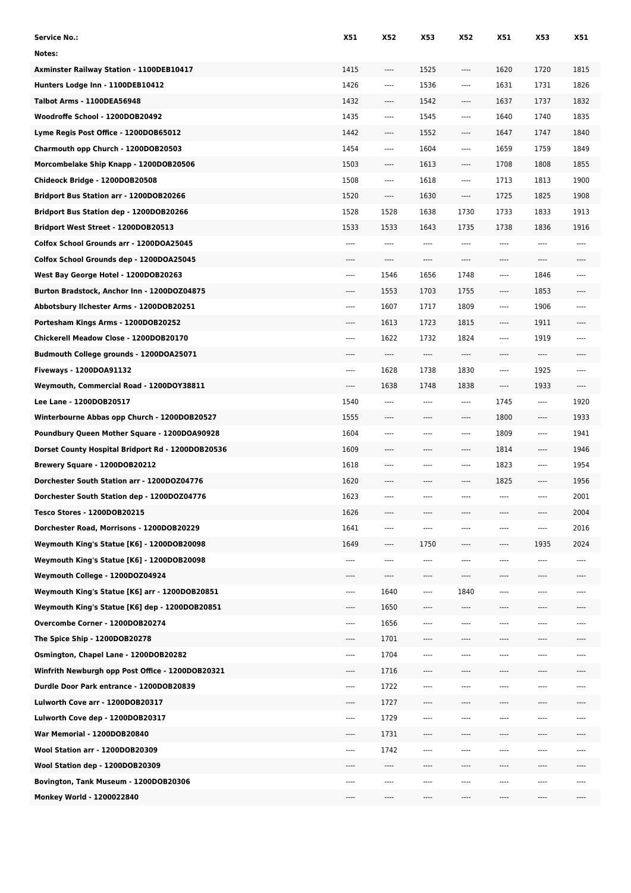| Service No.: | X51 | X52 | X53 | X52 | X51 | X53 | X51 |
|---|---|---|---|---|---|---|---|
| Notes: | | | | | | | |
| Axminster Railway Station - 1100DEB10417 | 1415 | ---- | 1525 | ---- | 1620 | 1720 | 1815 |
| Hunters Lodge Inn - 1100DEB10412 | 1426 | ---- | 1536 | ---- | 1631 | 1731 | 1826 |
| Talbot Arms - 1100DEA56948 | 1432 | ---- | 1542 | ---- | 1637 | 1737 | 1832 |
| Woodroffe School - 1200DOB20492 | 1435 | ---- | 1545 | ---- | 1640 | 1740 | 1835 |
| Lyme Regis Post Office - 1200DOB65012 | 1442 | ---- | 1552 | ---- | 1647 | 1747 | 1840 |
| Charmouth opp Church - 1200DOB20503 | 1454 | ---- | 1604 | ---- | 1659 | 1759 | 1849 |
| Morcombelake Ship Knapp - 1200DOB20506 | 1503 | ---- | 1613 | ---- | 1708 | 1808 | 1855 |
| Chideock Bridge - 1200DOB20508 | 1508 | ---- | 1618 | ---- | 1713 | 1813 | 1900 |
| Bridport Bus Station arr - 1200DOB20266 | 1520 | ---- | 1630 | ---- | 1725 | 1825 | 1908 |
| Bridport Bus Station dep - 1200DOB20266 | 1528 | 1528 | 1638 | 1730 | 1733 | 1833 | 1913 |
| Bridport West Street - 1200DOB20513 | 1533 | 1533 | 1643 | 1735 | 1738 | 1836 | 1916 |
| Colfox School Grounds arr - 1200DOA25045 | ---- | ---- | ---- | ---- | ---- | ---- | ---- |
| Colfox School Grounds dep - 1200DOA25045 | ---- | ---- | ---- | ---- | ---- | ---- | ---- |
| West Bay George Hotel - 1200DOB20263 | ---- | 1546 | 1656 | 1748 | ---- | 1846 | ---- |
| Burton Bradstock, Anchor Inn - 1200DOZ04875 | ---- | 1553 | 1703 | 1755 | ---- | 1853 | ---- |
| Abbotsbury Ilchester Arms - 1200DOB20251 | ---- | 1607 | 1717 | 1809 | ---- | 1906 | ---- |
| Portesham Kings Arms - 1200DOB20252 | ---- | 1613 | 1723 | 1815 | ---- | 1911 | ---- |
| Chickerell Meadow Close - 1200DOB20170 | ---- | 1622 | 1732 | 1824 | ---- | 1919 | ---- |
| Budmouth College grounds - 1200DOA25071 | ---- | ---- | ---- | ---- | ---- | ---- | ---- |
| Fiveways - 1200DOA91132 | ---- | 1628 | 1738 | 1830 | ---- | 1925 | ---- |
| Weymouth, Commercial Road - 1200DOY38811 | ---- | 1638 | 1748 | 1838 | ---- | 1933 | ---- |
| Lee Lane - 1200DOB20517 | 1540 | ---- | ---- | ---- | 1745 | ---- | 1920 |
| Winterbourne Abbas opp Church - 1200DOB20527 | 1555 | ---- | ---- | ---- | 1800 | ---- | 1933 |
| Poundbury Queen Mother Square - 1200DOA90928 | 1604 | ---- | ---- | ---- | 1809 | ---- | 1941 |
| Dorset County Hospital Bridport Rd - 1200DOB20536 | 1609 | ---- | ---- | ---- | 1814 | ---- | 1946 |
| Brewery Square - 1200DOB20212 | 1618 | ---- | ---- | ---- | 1823 | ---- | 1954 |
| Dorchester South Station arr - 1200DOZ04776 | 1620 | ---- | ---- | ---- | 1825 | ---- | 1956 |
| Dorchester South Station dep - 1200DOZ04776 | 1623 | ---- | ---- | ---- | ---- | ---- | 2001 |
| Tesco Stores - 1200DOB20215 | 1626 | ---- | ---- | ---- | ---- | ---- | 2004 |
| Dorchester Road, Morrisons - 1200DOB20229 | 1641 | ---- | ---- | ---- | ---- | ---- | 2016 |
| Weymouth King's Statue [K6] - 1200DOB20098 | 1649 | ---- | 1750 | ---- | ---- | 1935 | 2024 |
| Weymouth King's Statue [K6] - 1200DOB20098 | ---- | ---- | ---- | ---- | ---- | ---- | ---- |
| Weymouth College - 1200DOZ04924 | ---- | ---- | ---- | ---- | ---- | ---- | ---- |
| Weymouth King's Statue [K6] arr - 1200DOB20851 | ---- | 1640 | ---- | 1840 | ---- | ---- | ---- |
| Weymouth King's Statue [K6] dep - 1200DOB20851 | ---- | 1650 | ---- | ---- | ---- | ---- | ---- |
| Overcombe Corner - 1200DOB20274 | ---- | 1656 | ---- | ---- | ---- | ---- | ---- |
| The Spice Ship - 1200DOB20278 | ---- | 1701 | ---- | ---- | ---- | ---- | ---- |
| Osmington, Chapel Lane - 1200DOB20282 | ---- | 1704 | ---- | ---- | ---- | ---- | ---- |
| Winfrith Newburgh opp Post Office - 1200DOB20321 | ---- | 1716 | ---- | ---- | ---- | ---- | ---- |
| Durdle Door Park entrance - 1200DOB20839 | ---- | 1722 | ---- | ---- | ---- | ---- | ---- |
| Lulworth Cove arr - 1200DOB20317 | ---- | 1727 | ---- | ---- | ---- | ---- | ---- |
| Lulworth Cove dep - 1200DOB20317 | ---- | 1729 | ---- | ---- | ---- | ---- | ---- |
| War Memorial - 1200DOB20840 | ---- | 1731 | ---- | ---- | ---- | ---- | ---- |
| Wool Station arr - 1200DOB20309 | ---- | 1742 | ---- | ---- | ---- | ---- | ---- |
| Wool Station dep - 1200DOB20309 | ---- | ---- | ---- | ---- | ---- | ---- | ---- |
| Bovington, Tank Museum - 1200DOB20306 | ---- | ---- | ---- | ---- | ---- | ---- | ---- |
| Monkey World - 1200022840 | ---- | ---- | ---- | ---- | ---- | ---- | ---- |